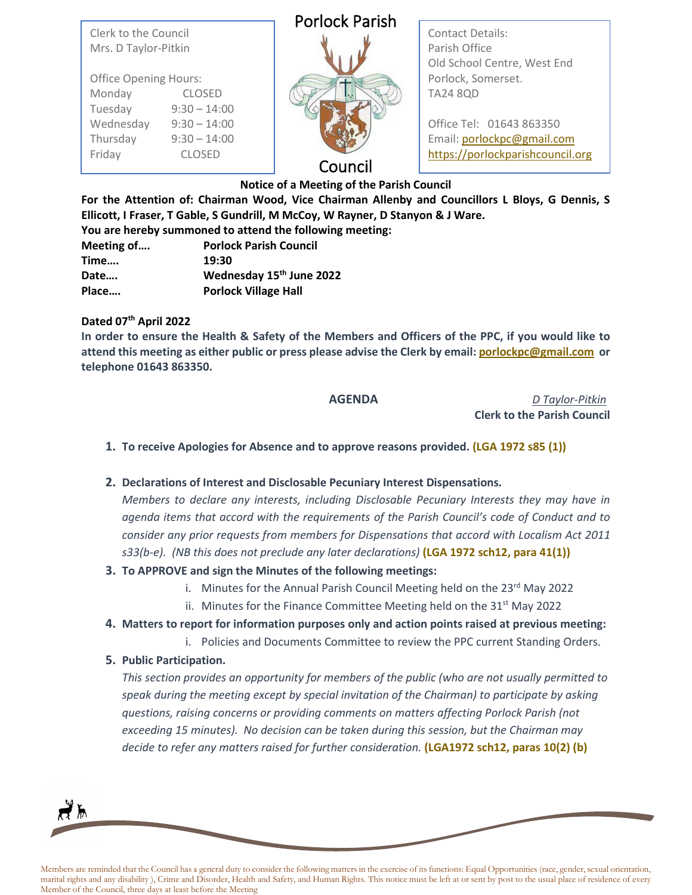Clerk to the Council
Mrs. D Taylor-Pitkin

Office Opening Hours:

| | |
|---|---|
| Monday | CLOSED |
| Tuesday | 9:30 – 14:00 |
| Wednesday | 9:30 – 14:00 |
| Thursday | 9:30 – 14:00 |
| Friday | CLOSED |

# Porlock Parish Council

Contact Details:
Parish Office
Old School Centre, West End
Porlock, Somerset.
TA24 8QD

Office Tel: 01643 863350
Email: porlockpc@gmail.com
https://porlockparishcouncil.org

**Notice of a Meeting of the Parish Council**

**For the Attention of: Chairman Wood, Vice Chairman Allenby and Councillors L Bloys, G Dennis, S Ellicott, I Fraser, T Gable, S Gundrill, M McCoy, W Rayner, D Stanyon & J Ware.**

**You are hereby summoned to attend the following meeting:**

| | |
|---|---|
| **Meeting of….** | **Porlock Parish Council** |
| **Time….** | **19:30** |
| **Date….** | **Wednesday 15th June 2022** |
| **Place….** | **Porlock Village Hall** |

**Dated 07th April 2022**

**In order to ensure the Health & Safety of the Members and Officers of the PPC, if you would like to attend this meeting as either public or press please advise the Clerk by email: porlockpc@gmail.com or telephone 01643 863350.**

## AGENDA

*D Taylor-Pitkin*
**Clerk to the Parish Council**

1. **To receive Apologies for Absence and to approve reasons provided. (LGA 1972 s85 (1))**
2. **Declarations of Interest and Disclosable Pecuniary Interest Dispensations.**
   *Members to declare any interests, including Disclosable Pecuniary Interests they may have in agenda items that accord with the requirements of the Parish Council's code of Conduct and to consider any prior requests from members for Dispensations that accord with Localism Act 2011 s33(b-e). (NB this does not preclude any later declarations)* **(LGA 1972 sch12, para 41(1))**
3. **To APPROVE and sign the Minutes of the following meetings:**
   i. Minutes for the Annual Parish Council Meeting held on the 23rd May 2022
   ii. Minutes for the Finance Committee Meeting held on the 31st May 2022
4. **Matters to report for information purposes only and action points raised at previous meeting:**
   i. Policies and Documents Committee to review the PPC current Standing Orders.
5. **Public Participation.**
   *This section provides an opportunity for members of the public (who are not usually permitted to speak during the meeting except by special invitation of the Chairman) to participate by asking questions, raising concerns or providing comments on matters affecting Porlock Parish (not exceeding 15 minutes). No decision can be taken during this session, but the Chairman may decide to refer any matters raised for further consideration.* **(LGA1972 sch12, paras 10(2) (b)**

Members are reminded that the Council has a general duty to consider the following matters in the exercise of its functions: Equal Opportunities (race, gender, sexual orientation, marital rights and any disability ), Crime and Disorder, Health and Safety, and Human Rights. This notice must be left at or sent by post to the usual place of residence of every Member of the Council, three days at least before the Meeting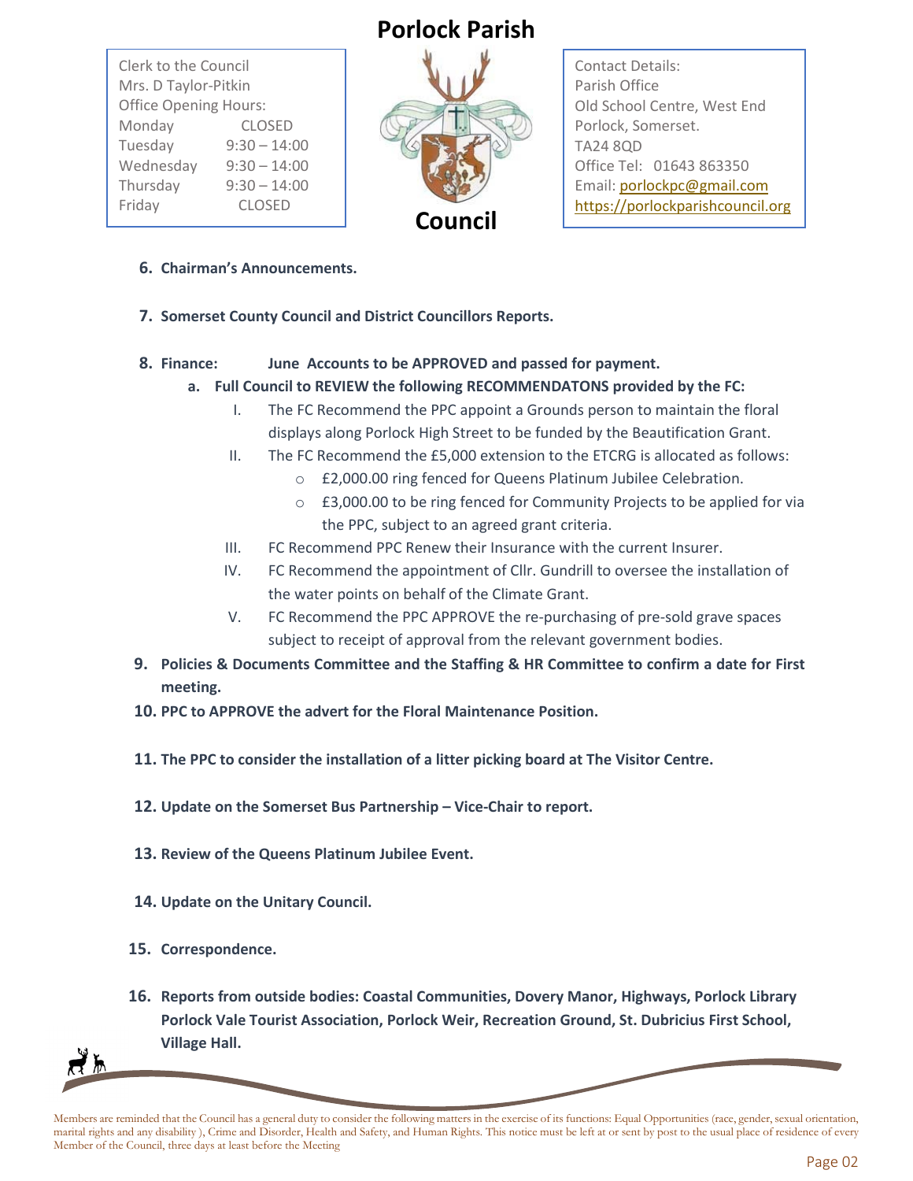# Porlock Parish Council

Clerk to the Council
Mrs. D Taylor-Pitkin
Office Opening Hours:

| | |
|---|---|
| Monday | CLOSED |
| Tuesday | 9:30 – 14:00 |
| Wednesday | 9:30 – 14:00 |
| Thursday | 9:30 – 14:00 |
| Friday | CLOSED |

Contact Details:
Parish Office
Old School Centre, West End
Porlock, Somerset.
TA24 8QD
Office Tel: 01643 863350
Email: porlockpc@gmail.com
https://porlockparishcouncil.org

6. **Chairman's Announcements.**
7. **Somerset County Council and District Councillors Reports.**
8. **Finance: June Accounts to be APPROVED and passed for payment.**
   a. **Full Council to REVIEW the following RECOMMENDATONS provided by the FC:**
      I. The FC Recommend the PPC appoint a Grounds person to maintain the floral displays along Porlock High Street to be funded by the Beautification Grant.
      II. The FC Recommend the £5,000 extension to the ETCRG is allocated as follows:
         - £2,000.00 ring fenced for Queens Platinum Jubilee Celebration.
         - £3,000.00 to be ring fenced for Community Projects to be applied for via the PPC, subject to an agreed grant criteria.
      III. FC Recommend PPC Renew their Insurance with the current Insurer.
      IV. FC Recommend the appointment of Cllr. Gundrill to oversee the installation of the water points on behalf of the Climate Grant.
      V. FC Recommend the PPC APPROVE the re-purchasing of pre-sold grave spaces subject to receipt of approval from the relevant government bodies.
9. **Policies & Documents Committee and the Staffing & HR Committee to confirm a date for First meeting.**
10. **PPC to APPROVE the advert for the Floral Maintenance Position.**
11. **The PPC to consider the installation of a litter picking board at The Visitor Centre.**
12. **Update on the Somerset Bus Partnership – Vice-Chair to report.**
13. **Review of the Queens Platinum Jubilee Event.**
14. **Update on the Unitary Council.**
15. **Correspondence.**
16. **Reports from outside bodies: Coastal Communities, Dovery Manor, Highways, Porlock Library Porlock Vale Tourist Association, Porlock Weir, Recreation Ground, St. Dubricius First School, Village Hall.**

Members are reminded that the Council has a general duty to consider the following matters in the exercise of its functions: Equal Opportunities (race, gender, sexual orientation, marital rights and any disability ), Crime and Disorder, Health and Safety, and Human Rights. This notice must be left at or sent by post to the usual place of residence of every Member of the Council, three days at least before the Meeting